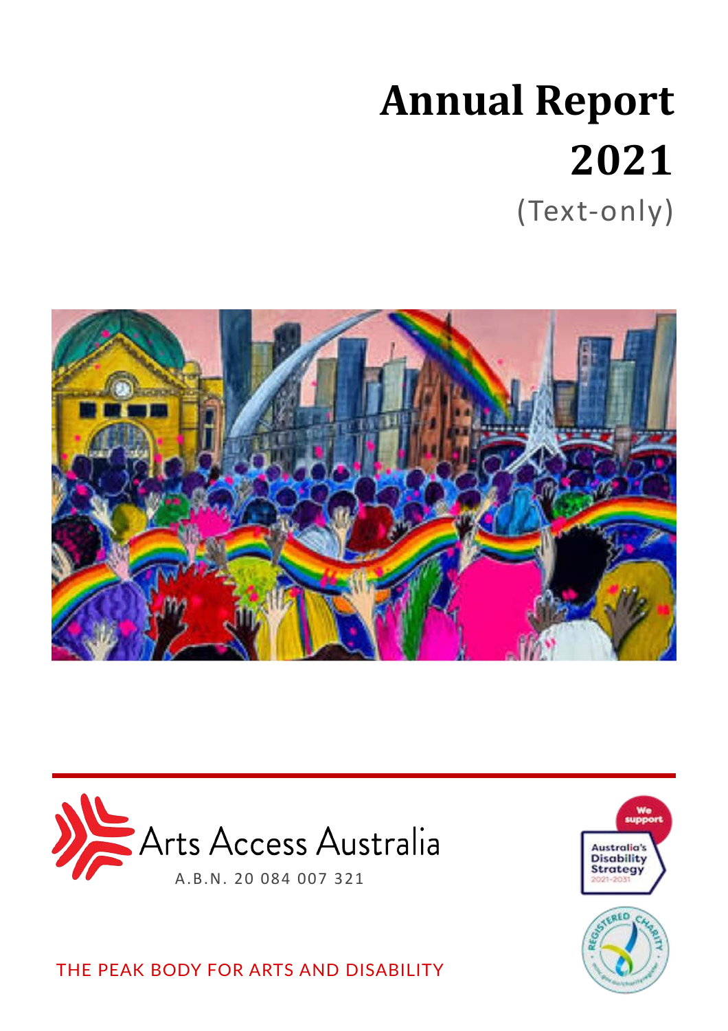# Annual Report 2021

(Text-only)

Arts Access Australia

A.B.N. 20 084 007 321

THE PEAK BODY FOR ARTS AND DISABILITY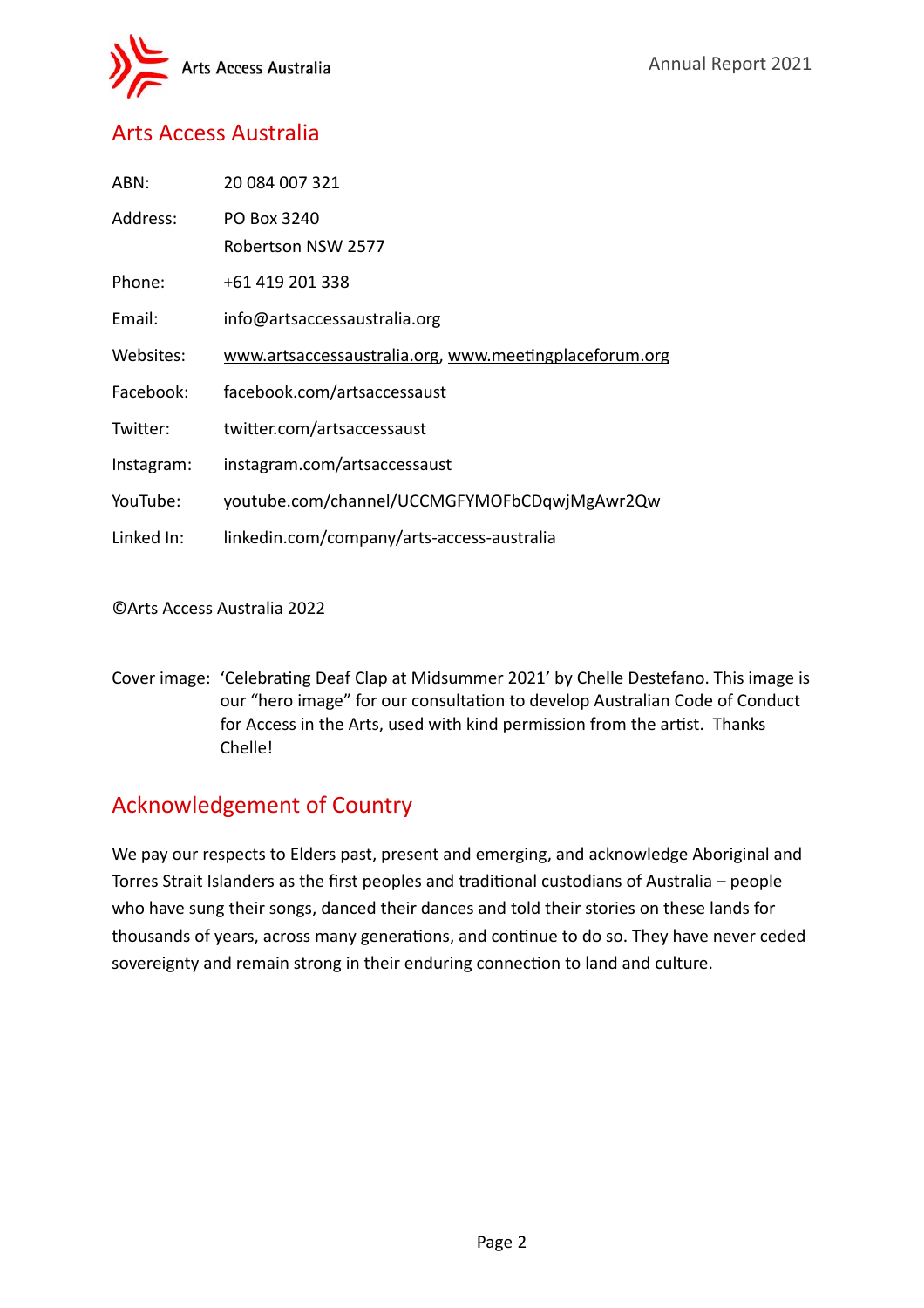## Arts Access Australia

| | |
|---|---|
| ABN: | 20 084 007 321 |
| Address: | PO Box 3240<br>Robertson NSW 2577 |
| Phone: | +61 419 201 338 |
| Email: | info@artsaccessaustralia.org |
| Websites: | www.artsaccessaustralia.org, www.meetingplaceforum.org |
| Facebook: | facebook.com/artsaccessaust |
| Twitter: | twitter.com/artsaccessaust |
| Instagram: | instagram.com/artsaccessaust |
| YouTube: | youtube.com/channel/UCCMGFYMOFbCDqwjMgAwr2Qw |
| Linked In: | linkedin.com/company/arts-access-australia |

©Arts Access Australia 2022

Cover image: 'Celebrating Deaf Clap at Midsummer 2021' by Chelle Destefano. This image is our "hero image" for our consultation to develop Australian Code of Conduct for Access in the Arts, used with kind permission from the artist. Thanks Chelle!

## Acknowledgement of Country

We pay our respects to Elders past, present and emerging, and acknowledge Aboriginal and Torres Strait Islanders as the first peoples and traditional custodians of Australia – people who have sung their songs, danced their dances and told their stories on these lands for thousands of years, across many generations, and continue to do so. They have never ceded sovereignty and remain strong in their enduring connection to land and culture.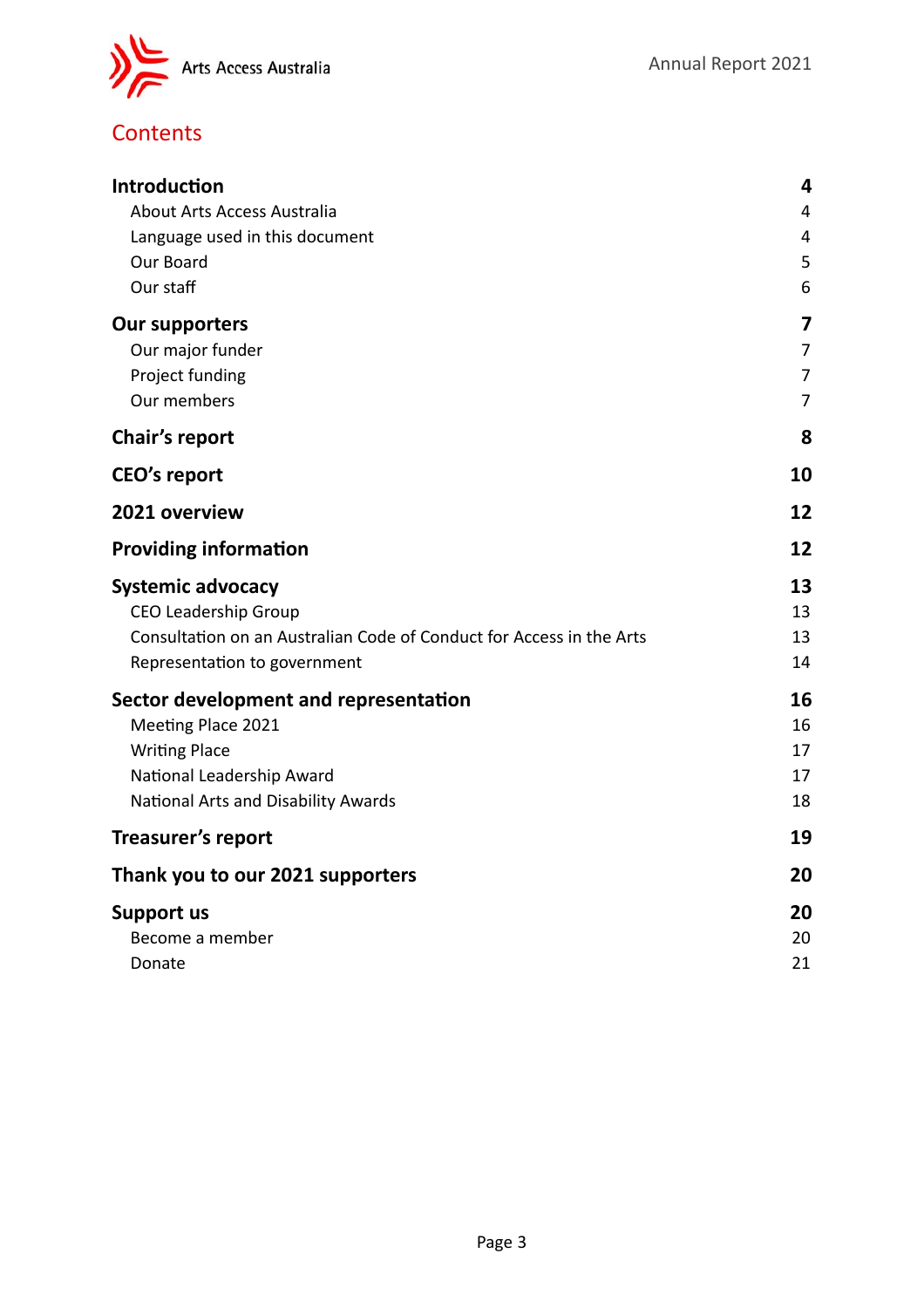# Contents

| | |
|---|---|
| **Introduction** | **4** |
| About Arts Access Australia | 4 |
| Language used in this document | 4 |
| Our Board | 5 |
| Our staff | 6 |
| **Our supporters** | **7** |
| Our major funder | 7 |
| Project funding | 7 |
| Our members | 7 |
| **Chair's report** | **8** |
| **CEO's report** | **10** |
| **2021 overview** | **12** |
| **Providing information** | **12** |
| **Systemic advocacy** | **13** |
| CEO Leadership Group | 13 |
| Consultation on an Australian Code of Conduct for Access in the Arts | 13 |
| Representation to government | 14 |
| **Sector development and representation** | **16** |
| Meeting Place 2021 | 16 |
| Writing Place | 17 |
| National Leadership Award | 17 |
| National Arts and Disability Awards | 18 |
| **Treasurer's report** | **19** |
| **Thank you to our 2021 supporters** | **20** |
| **Support us** | **20** |
| Become a member | 20 |
| Donate | 21 |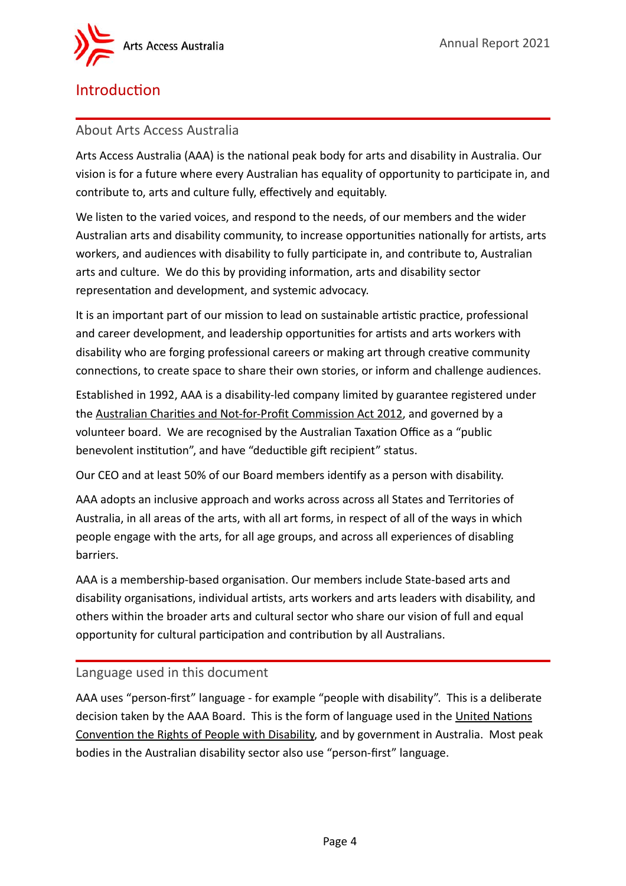# Introduction

## About Arts Access Australia

Arts Access Australia (AAA) is the national peak body for arts and disability in Australia. Our vision is for a future where every Australian has equality of opportunity to participate in, and contribute to, arts and culture fully, effectively and equitably.

We listen to the varied voices, and respond to the needs, of our members and the wider Australian arts and disability community, to increase opportunities nationally for artists, arts workers, and audiences with disability to fully participate in, and contribute to, Australian arts and culture. We do this by providing information, arts and disability sector representation and development, and systemic advocacy.

It is an important part of our mission to lead on sustainable artistic practice, professional and career development, and leadership opportunities for artists and arts workers with disability who are forging professional careers or making art through creative community connections, to create space to share their own stories, or inform and challenge audiences.

Established in 1992, AAA is a disability-led company limited by guarantee registered under the Australian Charities and Not-for-Profit Commission Act 2012, and governed by a volunteer board. We are recognised by the Australian Taxation Office as a "public benevolent institution", and have "deductible gift recipient" status.

Our CEO and at least 50% of our Board members identify as a person with disability.

AAA adopts an inclusive approach and works across across all States and Territories of Australia, in all areas of the arts, with all art forms, in respect of all of the ways in which people engage with the arts, for all age groups, and across all experiences of disabling barriers.

AAA is a membership-based organisation. Our members include State-based arts and disability organisations, individual artists, arts workers and arts leaders with disability, and others within the broader arts and cultural sector who share our vision of full and equal opportunity for cultural participation and contribution by all Australians.

## Language used in this document

AAA uses "person-first" language - for example "people with disability". This is a deliberate decision taken by the AAA Board. This is the form of language used in the United Nations Convention the Rights of People with Disability, and by government in Australia. Most peak bodies in the Australian disability sector also use "person-first" language.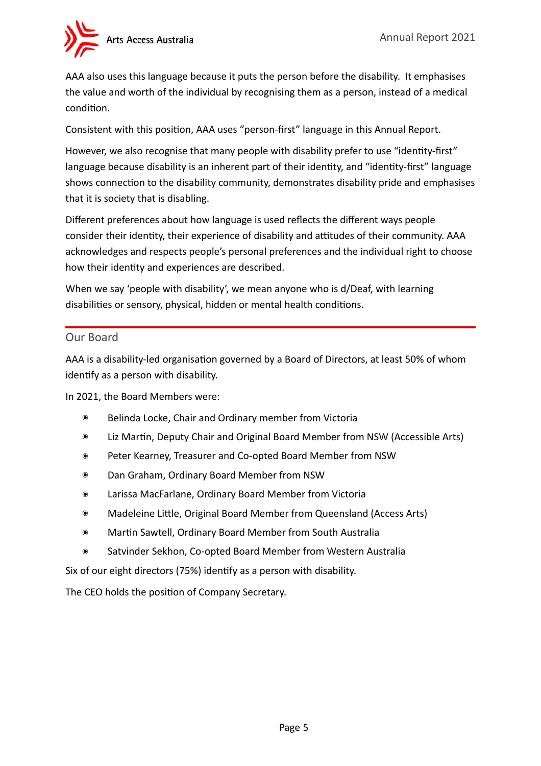AAA also uses this language because it puts the person before the disability. It emphasises the value and worth of the individual by recognising them as a person, instead of a medical condition.

Consistent with this position, AAA uses “person-first” language in this Annual Report.

However, we also recognise that many people with disability prefer to use “identity-first” language because disability is an inherent part of their identity, and “identity-first” language shows connection to the disability community, demonstrates disability pride and emphasises that it is society that is disabling.

Different preferences about how language is used reflects the different ways people consider their identity, their experience of disability and attitudes of their community. AAA acknowledges and respects people’s personal preferences and the individual right to choose how their identity and experiences are described.

When we say ‘people with disability’, we mean anyone who is d/Deaf, with learning disabilities or sensory, physical, hidden or mental health conditions.

## Our Board

AAA is a disability-led organisation governed by a Board of Directors, at least 50% of whom identify as a person with disability.

In 2021, the Board Members were:

- Belinda Locke, Chair and Ordinary member from Victoria
- Liz Martin, Deputy Chair and Original Board Member from NSW (Accessible Arts)
- Peter Kearney, Treasurer and Co-opted Board Member from NSW
- Dan Graham, Ordinary Board Member from NSW
- Larissa MacFarlane, Ordinary Board Member from Victoria
- Madeleine Little, Original Board Member from Queensland (Access Arts)
- Martin Sawtell, Ordinary Board Member from South Australia
- Satvinder Sekhon, Co-opted Board Member from Western Australia

Six of our eight directors (75%) identify as a person with disability.

The CEO holds the position of Company Secretary.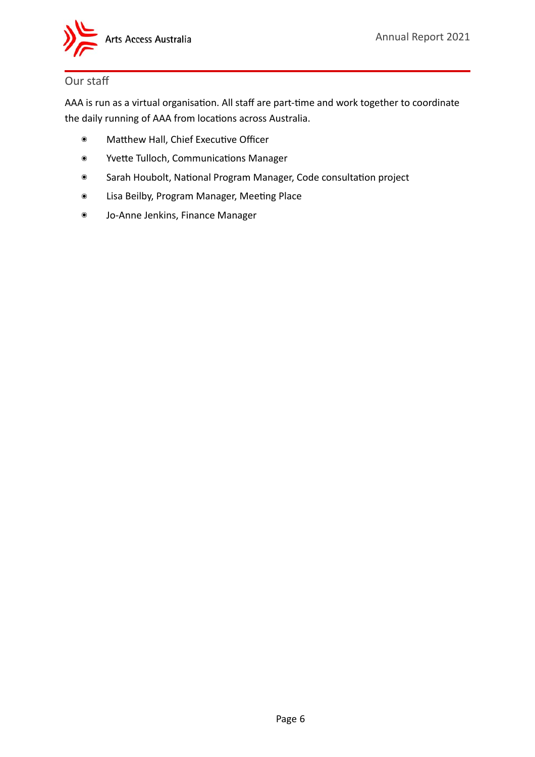## Our staff

AAA is run as a virtual organisation. All staff are part-time and work together to coordinate the daily running of AAA from locations across Australia.

- Matthew Hall, Chief Executive Officer
- Yvette Tulloch, Communications Manager
- Sarah Houbolt, National Program Manager, Code consultation project
- Lisa Beilby, Program Manager, Meeting Place
- Jo-Anne Jenkins, Finance Manager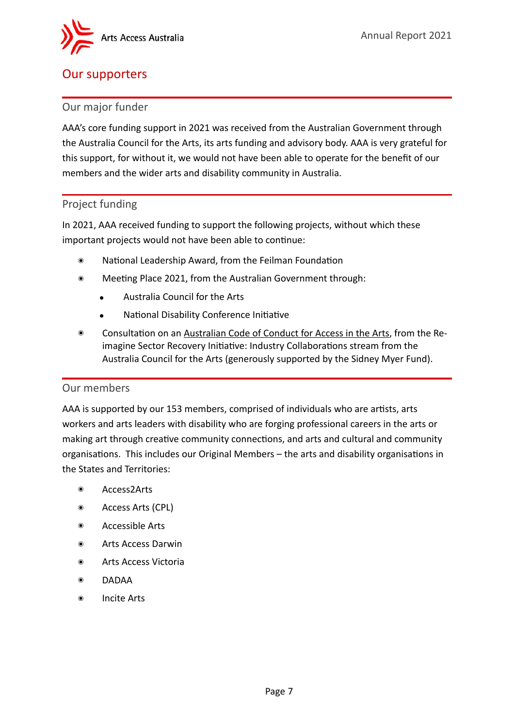# Our supporters

## Our major funder

AAA's core funding support in 2021 was received from the Australian Government through the Australia Council for the Arts, its arts funding and advisory body. AAA is very grateful for this support, for without it, we would not have been able to operate for the benefit of our members and the wider arts and disability community in Australia.

## Project funding

In 2021, AAA received funding to support the following projects, without which these important projects would not have been able to continue:

- National Leadership Award, from the Feilman Foundation
- Meeting Place 2021, from the Australian Government through:
  - Australia Council for the Arts
  - National Disability Conference Initiative
- Consultation on an Australian Code of Conduct for Access in the Arts, from the Re-imagine Sector Recovery Initiative: Industry Collaborations stream from the Australia Council for the Arts (generously supported by the Sidney Myer Fund).

## Our members

AAA is supported by our 153 members, comprised of individuals who are artists, arts workers and arts leaders with disability who are forging professional careers in the arts or making art through creative community connections, and arts and cultural and community organisations. This includes our Original Members – the arts and disability organisations in the States and Territories:

- Access2Arts
- Access Arts (CPL)
- Accessible Arts
- Arts Access Darwin
- Arts Access Victoria
- DADAA
- Incite Arts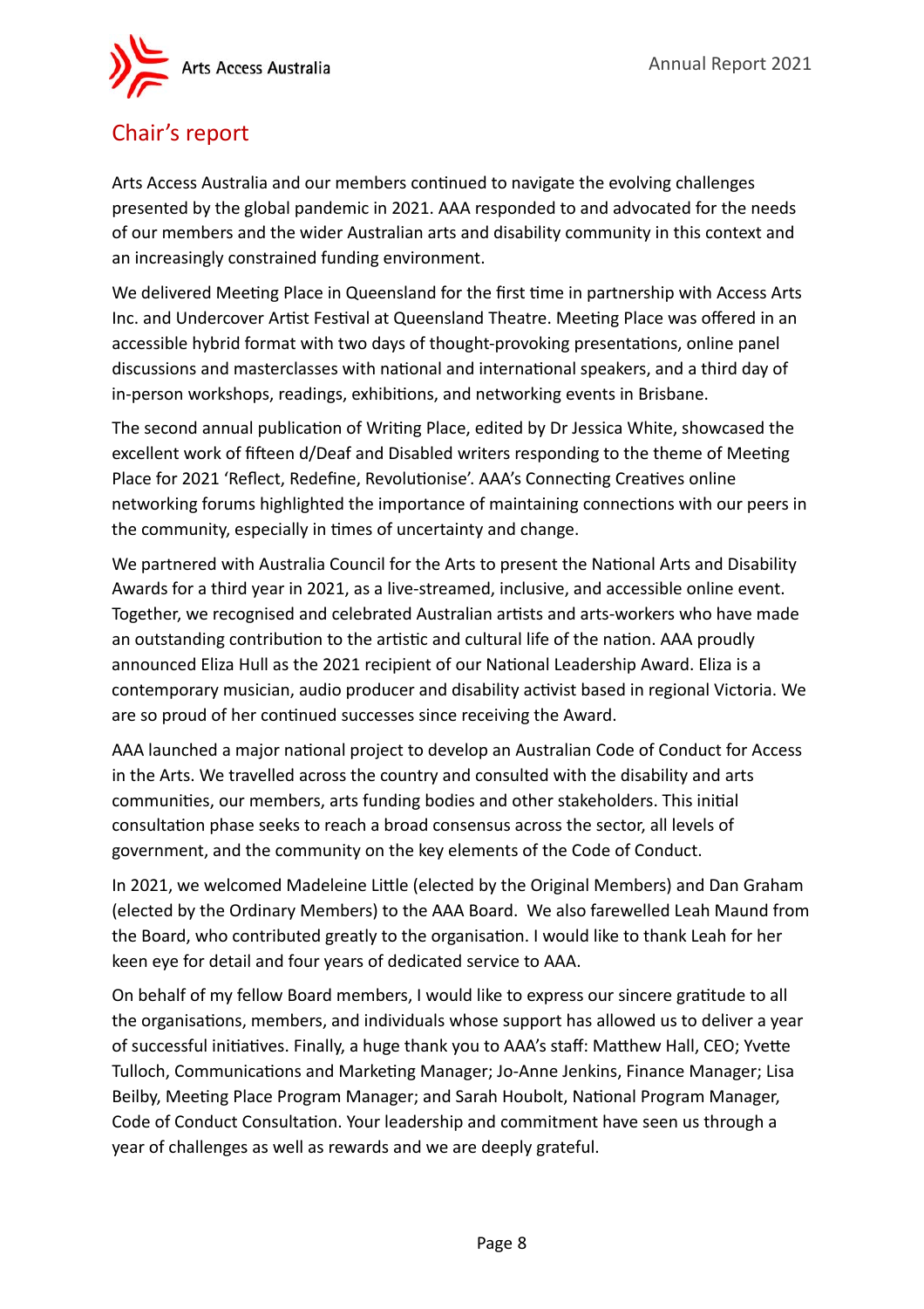## Chair's report

Arts Access Australia and our members continued to navigate the evolving challenges presented by the global pandemic in 2021. AAA responded to and advocated for the needs of our members and the wider Australian arts and disability community in this context and an increasingly constrained funding environment.

We delivered Meeting Place in Queensland for the first time in partnership with Access Arts Inc. and Undercover Artist Festival at Queensland Theatre. Meeting Place was offered in an accessible hybrid format with two days of thought-provoking presentations, online panel discussions and masterclasses with national and international speakers, and a third day of in-person workshops, readings, exhibitions, and networking events in Brisbane.

The second annual publication of Writing Place, edited by Dr Jessica White, showcased the excellent work of fifteen d/Deaf and Disabled writers responding to the theme of Meeting Place for 2021 'Reflect, Redefine, Revolutionise'. AAA's Connecting Creatives online networking forums highlighted the importance of maintaining connections with our peers in the community, especially in times of uncertainty and change.

We partnered with Australia Council for the Arts to present the National Arts and Disability Awards for a third year in 2021, as a live-streamed, inclusive, and accessible online event. Together, we recognised and celebrated Australian artists and arts-workers who have made an outstanding contribution to the artistic and cultural life of the nation. AAA proudly announced Eliza Hull as the 2021 recipient of our National Leadership Award. Eliza is a contemporary musician, audio producer and disability activist based in regional Victoria. We are so proud of her continued successes since receiving the Award.

AAA launched a major national project to develop an Australian Code of Conduct for Access in the Arts. We travelled across the country and consulted with the disability and arts communities, our members, arts funding bodies and other stakeholders. This initial consultation phase seeks to reach a broad consensus across the sector, all levels of government, and the community on the key elements of the Code of Conduct.

In 2021, we welcomed Madeleine Little (elected by the Original Members) and Dan Graham (elected by the Ordinary Members) to the AAA Board. We also farewelled Leah Maund from the Board, who contributed greatly to the organisation. I would like to thank Leah for her keen eye for detail and four years of dedicated service to AAA.

On behalf of my fellow Board members, I would like to express our sincere gratitude to all the organisations, members, and individuals whose support has allowed us to deliver a year of successful initiatives. Finally, a huge thank you to AAA's staff: Matthew Hall, CEO; Yvette Tulloch, Communications and Marketing Manager; Jo-Anne Jenkins, Finance Manager; Lisa Beilby, Meeting Place Program Manager; and Sarah Houbolt, National Program Manager, Code of Conduct Consultation. Your leadership and commitment have seen us through a year of challenges as well as rewards and we are deeply grateful.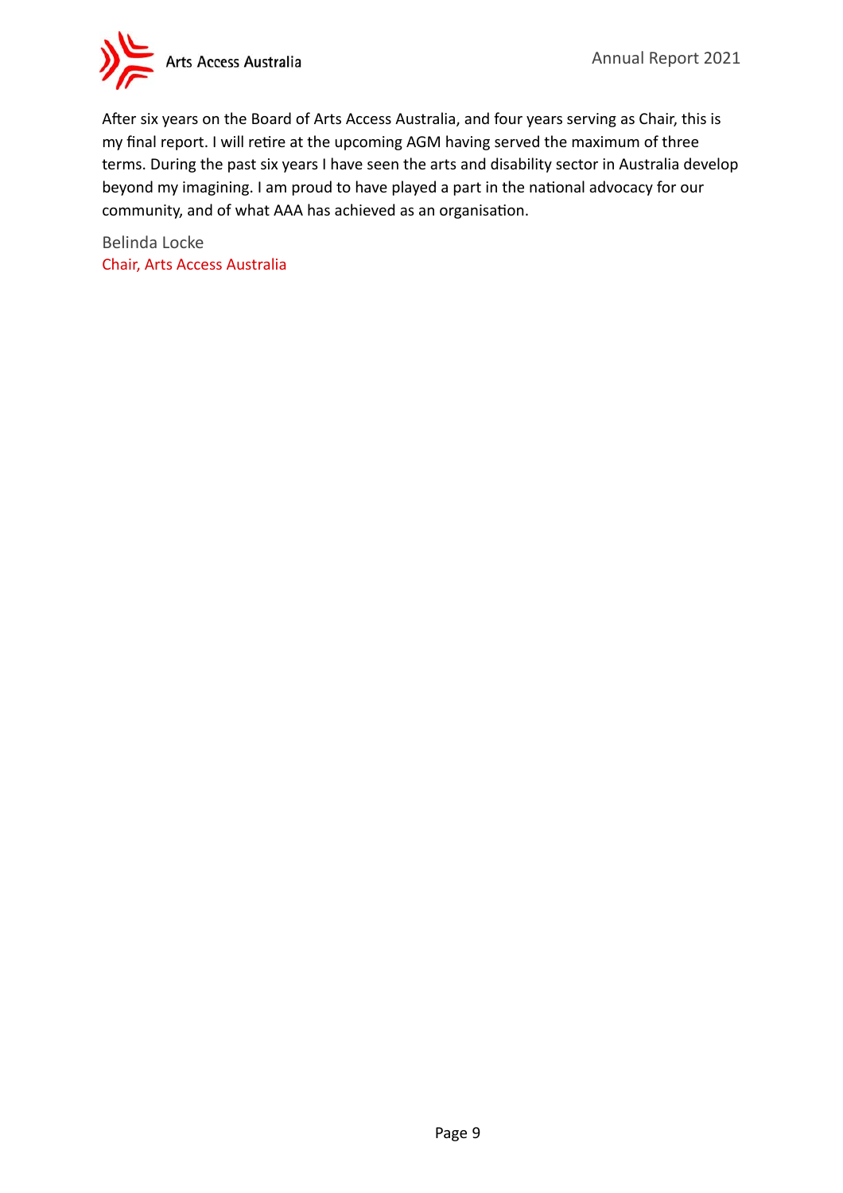After six years on the Board of Arts Access Australia, and four years serving as Chair, this is my final report. I will retire at the upcoming AGM having served the maximum of three terms. During the past six years I have seen the arts and disability sector in Australia develop beyond my imagining. I am proud to have played a part in the national advocacy for our community, and of what AAA has achieved as an organisation.

Belinda Locke
Chair, Arts Access Australia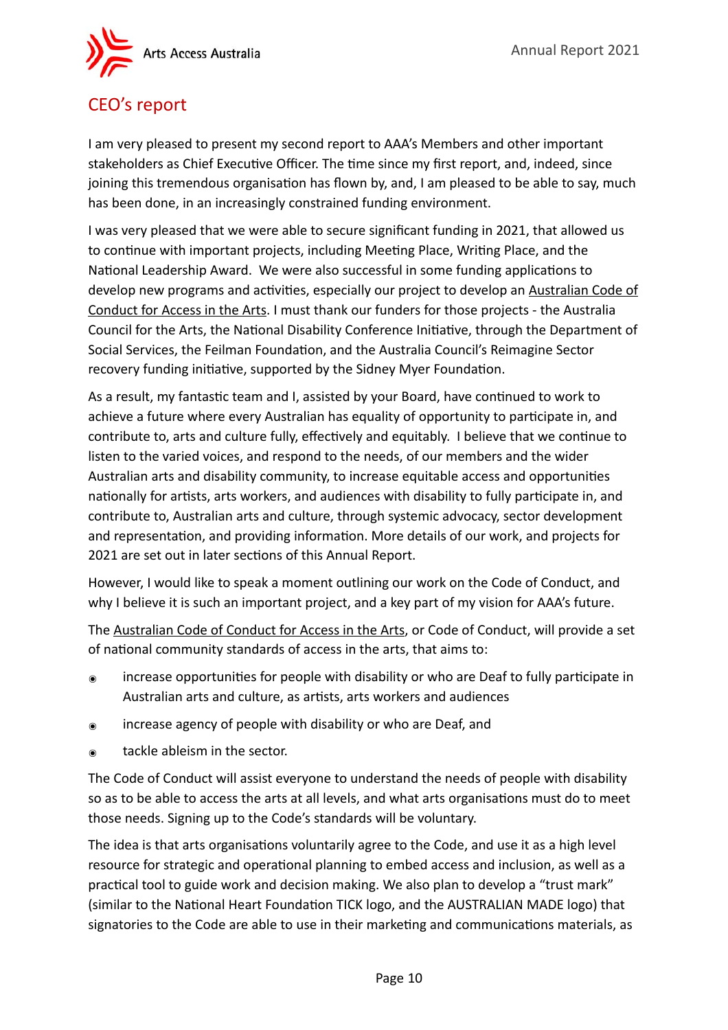## CEO's report

I am very pleased to present my second report to AAA's Members and other important stakeholders as Chief Executive Officer. The time since my first report, and, indeed, since joining this tremendous organisation has flown by, and, I am pleased to be able to say, much has been done, in an increasingly constrained funding environment.

I was very pleased that we were able to secure significant funding in 2021, that allowed us to continue with important projects, including Meeting Place, Writing Place, and the National Leadership Award. We were also successful in some funding applications to develop new programs and activities, especially our project to develop an Australian Code of Conduct for Access in the Arts. I must thank our funders for those projects - the Australia Council for the Arts, the National Disability Conference Initiative, through the Department of Social Services, the Feilman Foundation, and the Australia Council's Reimagine Sector recovery funding initiative, supported by the Sidney Myer Foundation.

As a result, my fantastic team and I, assisted by your Board, have continued to work to achieve a future where every Australian has equality of opportunity to participate in, and contribute to, arts and culture fully, effectively and equitably. I believe that we continue to listen to the varied voices, and respond to the needs, of our members and the wider Australian arts and disability community, to increase equitable access and opportunities nationally for artists, arts workers, and audiences with disability to fully participate in, and contribute to, Australian arts and culture, through systemic advocacy, sector development and representation, and providing information. More details of our work, and projects for 2021 are set out in later sections of this Annual Report.

However, I would like to speak a moment outlining our work on the Code of Conduct, and why I believe it is such an important project, and a key part of my vision for AAA's future.

The Australian Code of Conduct for Access in the Arts, or Code of Conduct, will provide a set of national community standards of access in the arts, that aims to:

- increase opportunities for people with disability or who are Deaf to fully participate in Australian arts and culture, as artists, arts workers and audiences
- increase agency of people with disability or who are Deaf, and
- tackle ableism in the sector.

The Code of Conduct will assist everyone to understand the needs of people with disability so as to be able to access the arts at all levels, and what arts organisations must do to meet those needs. Signing up to the Code's standards will be voluntary.

The idea is that arts organisations voluntarily agree to the Code, and use it as a high level resource for strategic and operational planning to embed access and inclusion, as well as a practical tool to guide work and decision making. We also plan to develop a "trust mark" (similar to the National Heart Foundation TICK logo, and the AUSTRALIAN MADE logo) that signatories to the Code are able to use in their marketing and communications materials, as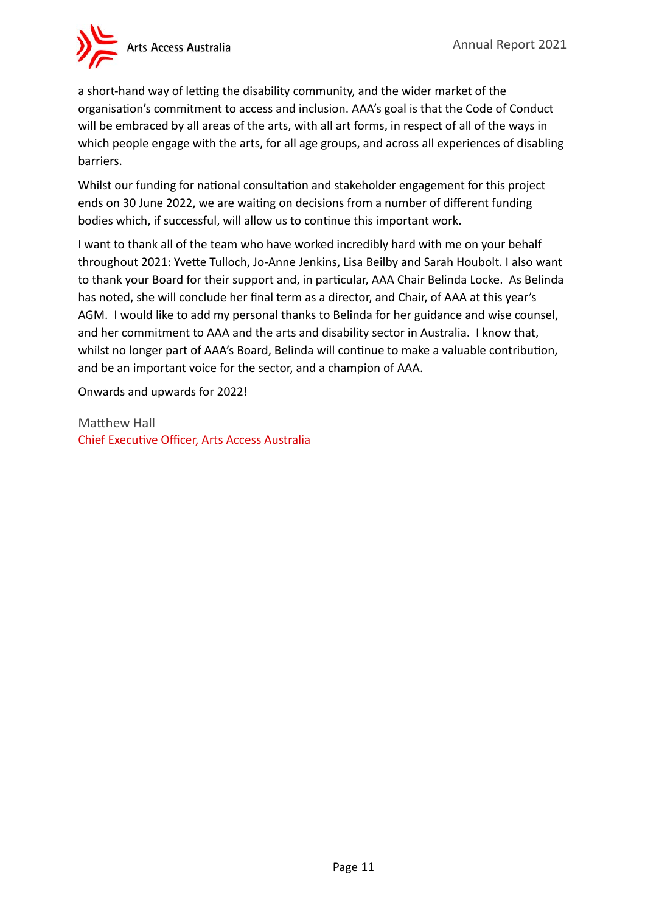a short-hand way of letting the disability community, and the wider market of the organisation's commitment to access and inclusion. AAA's goal is that the Code of Conduct will be embraced by all areas of the arts, with all art forms, in respect of all of the ways in which people engage with the arts, for all age groups, and across all experiences of disabling barriers.

Whilst our funding for national consultation and stakeholder engagement for this project ends on 30 June 2022, we are waiting on decisions from a number of different funding bodies which, if successful, will allow us to continue this important work.

I want to thank all of the team who have worked incredibly hard with me on your behalf throughout 2021: Yvette Tulloch, Jo-Anne Jenkins, Lisa Beilby and Sarah Houbolt. I also want to thank your Board for their support and, in particular, AAA Chair Belinda Locke. As Belinda has noted, she will conclude her final term as a director, and Chair, of AAA at this year's AGM. I would like to add my personal thanks to Belinda for her guidance and wise counsel, and her commitment to AAA and the arts and disability sector in Australia. I know that, whilst no longer part of AAA's Board, Belinda will continue to make a valuable contribution, and be an important voice for the sector, and a champion of AAA.

Onwards and upwards for 2022!

Matthew Hall
Chief Executive Officer, Arts Access Australia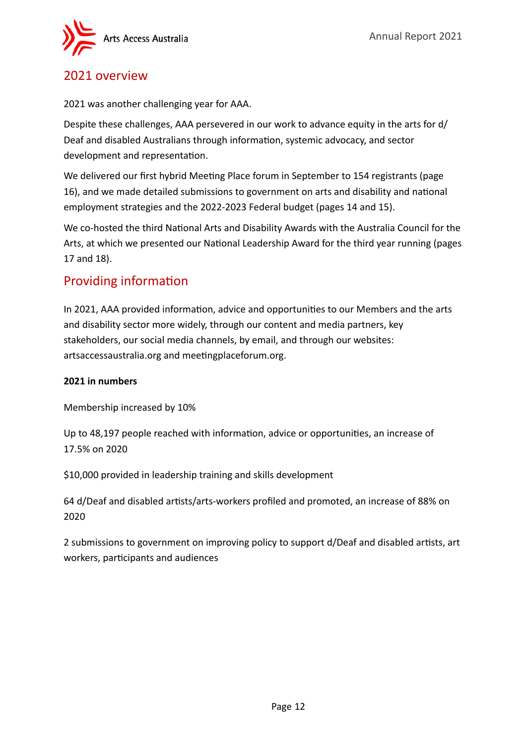## 2021 overview

2021 was another challenging year for AAA.

Despite these challenges, AAA persevered in our work to advance equity in the arts for d/Deaf and disabled Australians through information, systemic advocacy, and sector development and representation.

We delivered our first hybrid Meeting Place forum in September to 154 registrants (page 16), and we made detailed submissions to government on arts and disability and national employment strategies and the 2022-2023 Federal budget (pages 14 and 15).

We co-hosted the third National Arts and Disability Awards with the Australia Council for the Arts, at which we presented our National Leadership Award for the third year running (pages 17 and 18).

## Providing information

In 2021, AAA provided information, advice and opportunities to our Members and the arts and disability sector more widely, through our content and media partners, key stakeholders, our social media channels, by email, and through our websites: artsaccessaustralia.org and meetingplaceforum.org.

**2021 in numbers**

Membership increased by 10%

Up to 48,197 people reached with information, advice or opportunities, an increase of 17.5% on 2020

$10,000 provided in leadership training and skills development

64 d/Deaf and disabled artists/arts-workers profiled and promoted, an increase of 88% on 2020

2 submissions to government on improving policy to support d/Deaf and disabled artists, art workers, participants and audiences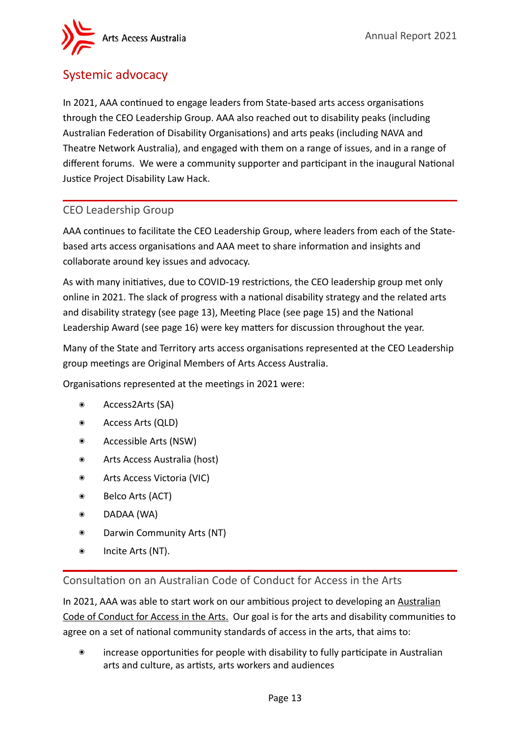## Systemic advocacy

In 2021, AAA continued to engage leaders from State-based arts access organisations through the CEO Leadership Group. AAA also reached out to disability peaks (including Australian Federation of Disability Organisations) and arts peaks (including NAVA and Theatre Network Australia), and engaged with them on a range of issues, and in a range of different forums. We were a community supporter and participant in the inaugural National Justice Project Disability Law Hack.

### CEO Leadership Group

AAA continues to facilitate the CEO Leadership Group, where leaders from each of the State-based arts access organisations and AAA meet to share information and insights and collaborate around key issues and advocacy.

As with many initiatives, due to COVID-19 restrictions, the CEO leadership group met only online in 2021. The slack of progress with a national disability strategy and the related arts and disability strategy (see page 13), Meeting Place (see page 15) and the National Leadership Award (see page 16) were key matters for discussion throughout the year.

Many of the State and Territory arts access organisations represented at the CEO Leadership group meetings are Original Members of Arts Access Australia.

Organisations represented at the meetings in 2021 were:

- Access2Arts (SA)
- Access Arts (QLD)
- Accessible Arts (NSW)
- Arts Access Australia (host)
- Arts Access Victoria (VIC)
- Belco Arts (ACT)
- DADAA (WA)
- Darwin Community Arts (NT)
- Incite Arts (NT).

### Consultation on an Australian Code of Conduct for Access in the Arts

In 2021, AAA was able to start work on our ambitious project to developing an Australian Code of Conduct for Access in the Arts. Our goal is for the arts and disability communities to agree on a set of national community standards of access in the arts, that aims to:

- increase opportunities for people with disability to fully participate in Australian arts and culture, as artists, arts workers and audiences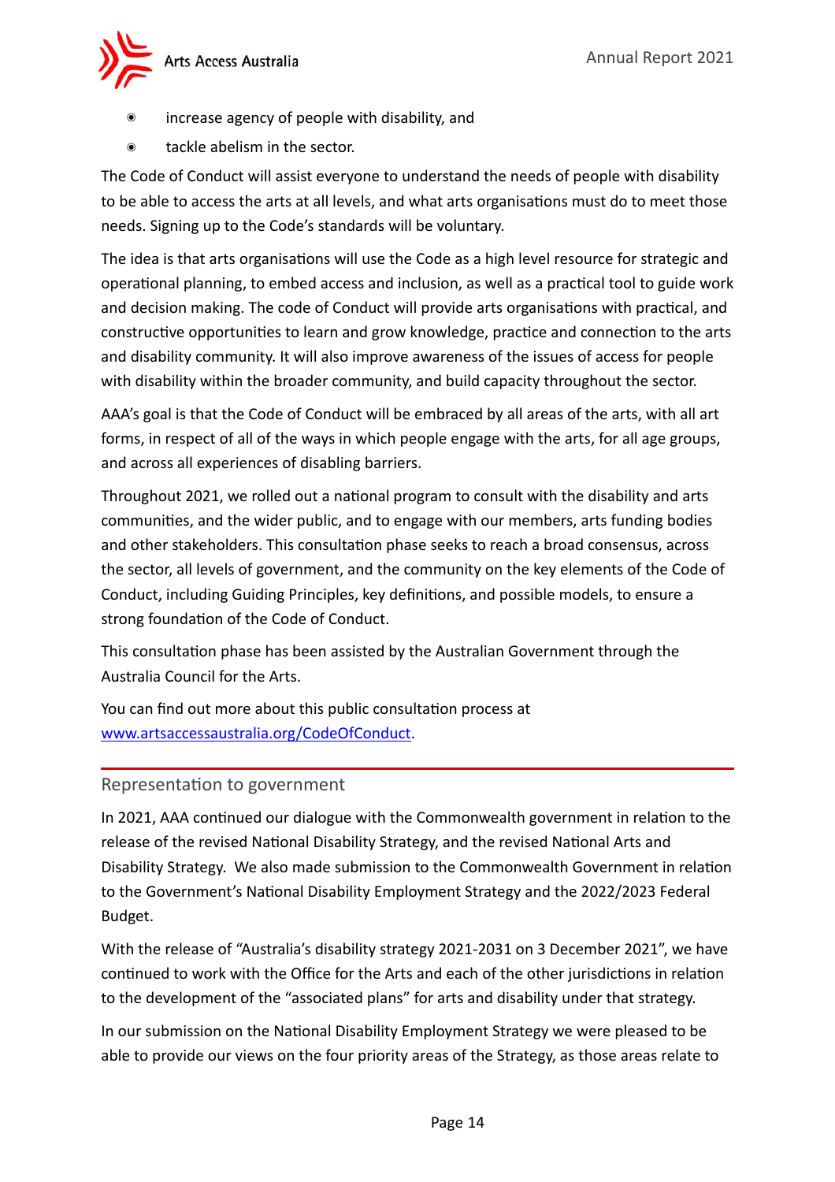- increase agency of people with disability, and
- tackle abelism in the sector.

The Code of Conduct will assist everyone to understand the needs of people with disability to be able to access the arts at all levels, and what arts organisations must do to meet those needs. Signing up to the Code's standards will be voluntary.

The idea is that arts organisations will use the Code as a high level resource for strategic and operational planning, to embed access and inclusion, as well as a practical tool to guide work and decision making. The code of Conduct will provide arts organisations with practical, and constructive opportunities to learn and grow knowledge, practice and connection to the arts and disability community. It will also improve awareness of the issues of access for people with disability within the broader community, and build capacity throughout the sector.

AAA's goal is that the Code of Conduct will be embraced by all areas of the arts, with all art forms, in respect of all of the ways in which people engage with the arts, for all age groups, and across all experiences of disabling barriers.

Throughout 2021, we rolled out a national program to consult with the disability and arts communities, and the wider public, and to engage with our members, arts funding bodies and other stakeholders. This consultation phase seeks to reach a broad consensus, across the sector, all levels of government, and the community on the key elements of the Code of Conduct, including Guiding Principles, key definitions, and possible models, to ensure a strong foundation of the Code of Conduct.

This consultation phase has been assisted by the Australian Government through the Australia Council for the Arts.

You can find out more about this public consultation process at [www.artsaccessaustralia.org/CodeOfConduct](www.artsaccessaustralia.org/CodeOfConduct).

---

## Representation to government

In 2021, AAA continued our dialogue with the Commonwealth government in relation to the release of the revised National Disability Strategy, and the revised National Arts and Disability Strategy. We also made submission to the Commonwealth Government in relation to the Government's National Disability Employment Strategy and the 2022/2023 Federal Budget.

With the release of "Australia's disability strategy 2021-2031 on 3 December 2021", we have continued to work with the Office for the Arts and each of the other jurisdictions in relation to the development of the "associated plans" for arts and disability under that strategy.

In our submission on the National Disability Employment Strategy we were pleased to be able to provide our views on the four priority areas of the Strategy, as those areas relate to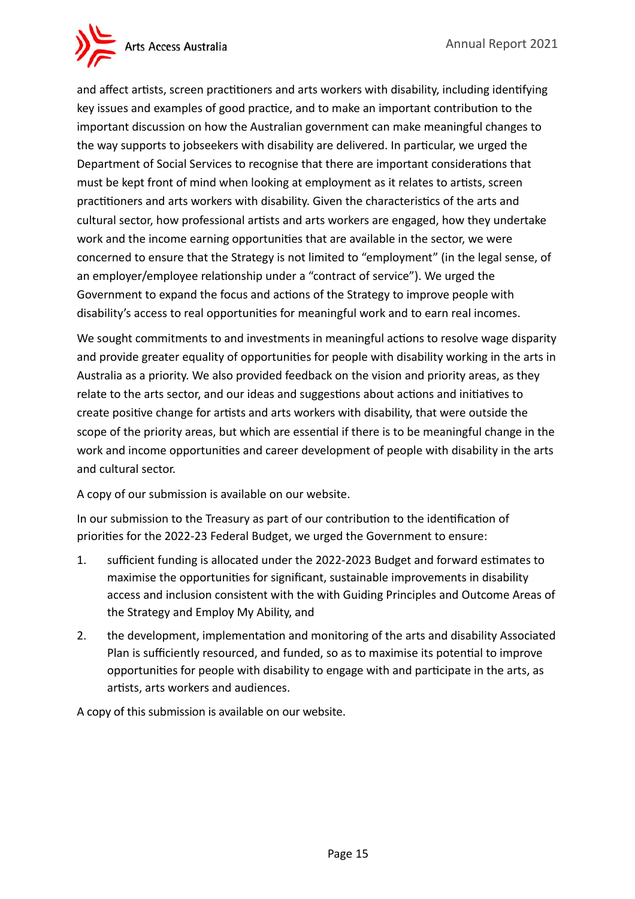and affect artists, screen practitioners and arts workers with disability, including identifying key issues and examples of good practice, and to make an important contribution to the important discussion on how the Australian government can make meaningful changes to the way supports to jobseekers with disability are delivered. In particular, we urged the Department of Social Services to recognise that there are important considerations that must be kept front of mind when looking at employment as it relates to artists, screen practitioners and arts workers with disability. Given the characteristics of the arts and cultural sector, how professional artists and arts workers are engaged, how they undertake work and the income earning opportunities that are available in the sector, we were concerned to ensure that the Strategy is not limited to "employment" (in the legal sense, of an employer/employee relationship under a "contract of service"). We urged the Government to expand the focus and actions of the Strategy to improve people with disability's access to real opportunities for meaningful work and to earn real incomes.

We sought commitments to and investments in meaningful actions to resolve wage disparity and provide greater equality of opportunities for people with disability working in the arts in Australia as a priority. We also provided feedback on the vision and priority areas, as they relate to the arts sector, and our ideas and suggestions about actions and initiatives to create positive change for artists and arts workers with disability, that were outside the scope of the priority areas, but which are essential if there is to be meaningful change in the work and income opportunities and career development of people with disability in the arts and cultural sector.

A copy of our submission is available on our website.

In our submission to the Treasury as part of our contribution to the identification of priorities for the 2022-23 Federal Budget, we urged the Government to ensure:

1. sufficient funding is allocated under the 2022-2023 Budget and forward estimates to maximise the opportunities for significant, sustainable improvements in disability access and inclusion consistent with the with Guiding Principles and Outcome Areas of the Strategy and Employ My Ability, and
2. the development, implementation and monitoring of the arts and disability Associated Plan is sufficiently resourced, and funded, so as to maximise its potential to improve opportunities for people with disability to engage with and participate in the arts, as artists, arts workers and audiences.

A copy of this submission is available on our website.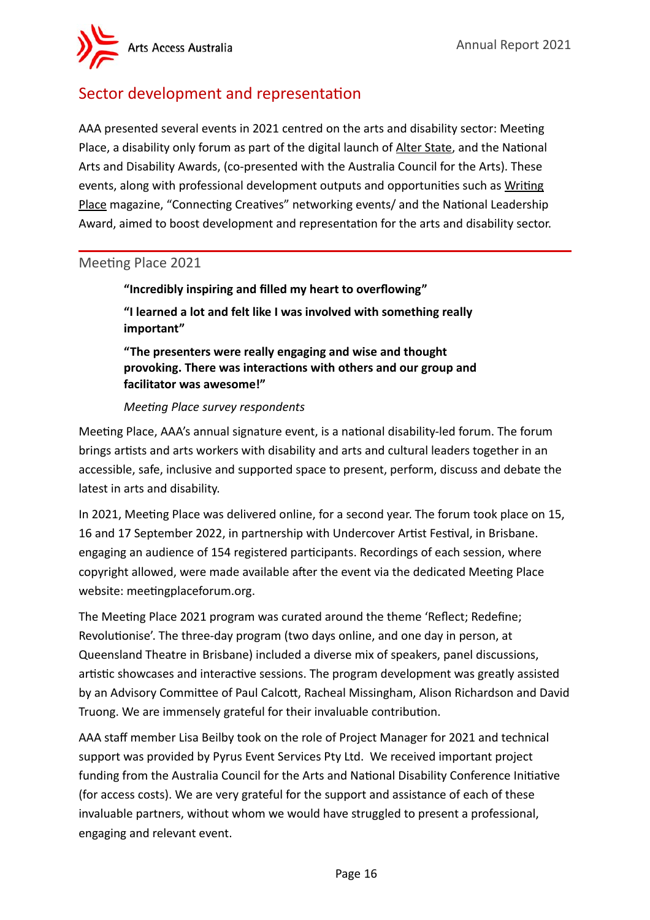## Sector development and representation

AAA presented several events in 2021 centred on the arts and disability sector: Meeting Place, a disability only forum as part of the digital launch of Alter State, and the National Arts and Disability Awards, (co-presented with the Australia Council for the Arts). These events, along with professional development outputs and opportunities such as Writing Place magazine, "Connecting Creatives" networking events/ and the National Leadership Award, aimed to boost development and representation for the arts and disability sector.

### Meeting Place 2021

> **"Incredibly inspiring and filled my heart to overflowing"**
>
> **"I learned a lot and felt like I was involved with something really important"**
>
> **"The presenters were really engaging and wise and thought provoking. There was interactions with others and our group and facilitator was awesome!"**
>
> *Meeting Place survey respondents*

Meeting Place, AAA's annual signature event, is a national disability-led forum. The forum brings artists and arts workers with disability and arts and cultural leaders together in an accessible, safe, inclusive and supported space to present, perform, discuss and debate the latest in arts and disability.

In 2021, Meeting Place was delivered online, for a second year. The forum took place on 15, 16 and 17 September 2022, in partnership with Undercover Artist Festival, in Brisbane. engaging an audience of 154 registered participants. Recordings of each session, where copyright allowed, were made available after the event via the dedicated Meeting Place website: meetingplaceforum.org.

The Meeting Place 2021 program was curated around the theme 'Reflect; Redefine; Revolutionise'. The three-day program (two days online, and one day in person, at Queensland Theatre in Brisbane) included a diverse mix of speakers, panel discussions, artistic showcases and interactive sessions. The program development was greatly assisted by an Advisory Committee of Paul Calcott, Racheal Missingham, Alison Richardson and David Truong. We are immensely grateful for their invaluable contribution.

AAA staff member Lisa Beilby took on the role of Project Manager for 2021 and technical support was provided by Pyrus Event Services Pty Ltd. We received important project funding from the Australia Council for the Arts and National Disability Conference Initiative (for access costs). We are very grateful for the support and assistance of each of these invaluable partners, without whom we would have struggled to present a professional, engaging and relevant event.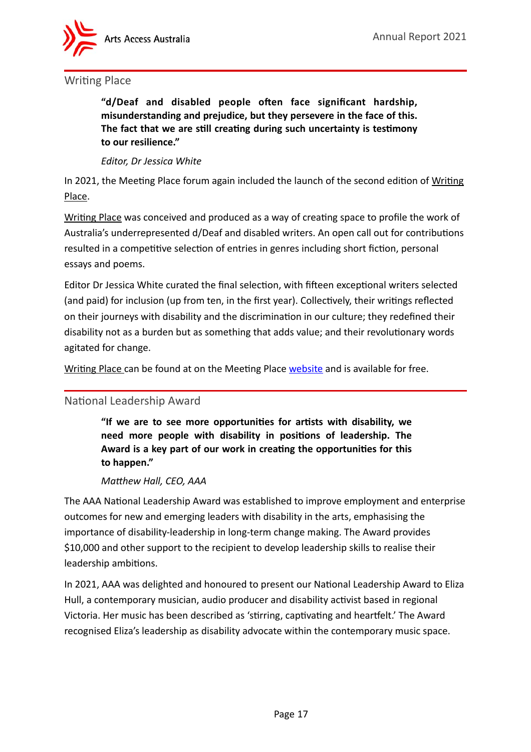## Writing Place

> **"d/Deaf and disabled people often face significant hardship, misunderstanding and prejudice, but they persevere in the face of this. The fact that we are still creating during such uncertainty is testimony to our resilience."**
>
> *Editor, Dr Jessica White*

In 2021, the Meeting Place forum again included the launch of the second edition of Writing Place.

Writing Place was conceived and produced as a way of creating space to profile the work of Australia's underrepresented d/Deaf and disabled writers. An open call out for contributions resulted in a competitive selection of entries in genres including short fiction, personal essays and poems.

Editor Dr Jessica White curated the final selection, with fifteen exceptional writers selected (and paid) for inclusion (up from ten, in the first year). Collectively, their writings reflected on their journeys with disability and the discrimination in our culture; they redefined their disability not as a burden but as something that adds value; and their revolutionary words agitated for change.

Writing Place can be found at on the Meeting Place website and is available for free.

## National Leadership Award

> **"If we are to see more opportunities for artists with disability, we need more people with disability in positions of leadership. The Award is a key part of our work in creating the opportunities for this to happen."**
>
> *Matthew Hall, CEO, AAA*

The AAA National Leadership Award was established to improve employment and enterprise outcomes for new and emerging leaders with disability in the arts, emphasising the importance of disability-leadership in long-term change making. The Award provides $10,000 and other support to the recipient to develop leadership skills to realise their leadership ambitions.

In 2021, AAA was delighted and honoured to present our National Leadership Award to Eliza Hull, a contemporary musician, audio producer and disability activist based in regional Victoria. Her music has been described as 'stirring, captivating and heartfelt.' The Award recognised Eliza's leadership as disability advocate within the contemporary music space.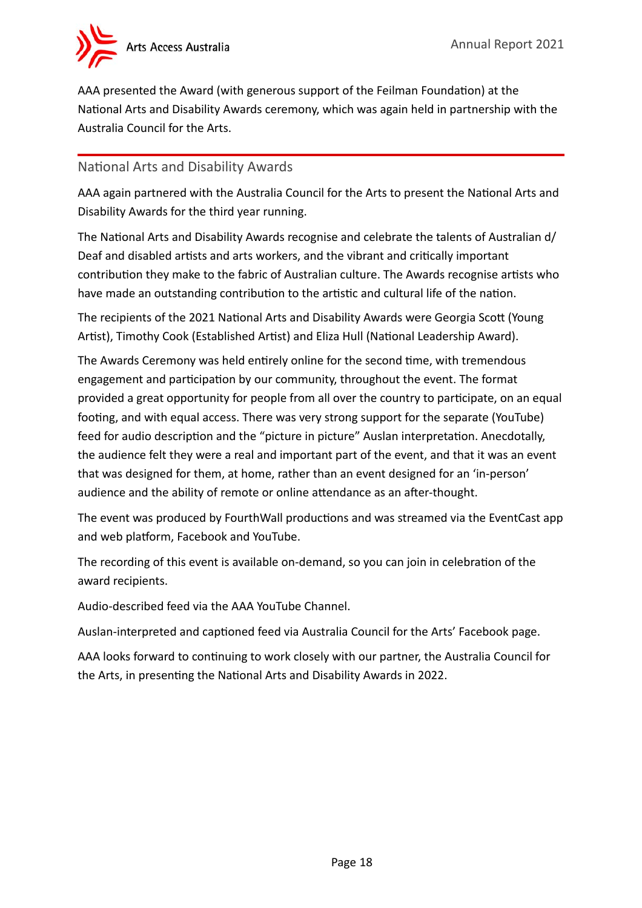AAA presented the Award (with generous support of the Feilman Foundation) at the National Arts and Disability Awards ceremony, which was again held in partnership with the Australia Council for the Arts.

## National Arts and Disability Awards

AAA again partnered with the Australia Council for the Arts to present the National Arts and Disability Awards for the third year running.

The National Arts and Disability Awards recognise and celebrate the talents of Australian d/Deaf and disabled artists and arts workers, and the vibrant and critically important contribution they make to the fabric of Australian culture. The Awards recognise artists who have made an outstanding contribution to the artistic and cultural life of the nation.

The recipients of the 2021 National Arts and Disability Awards were Georgia Scott (Young Artist), Timothy Cook (Established Artist) and Eliza Hull (National Leadership Award).

The Awards Ceremony was held entirely online for the second time, with tremendous engagement and participation by our community, throughout the event. The format provided a great opportunity for people from all over the country to participate, on an equal footing, and with equal access. There was very strong support for the separate (YouTube) feed for audio description and the "picture in picture" Auslan interpretation. Anecdotally, the audience felt they were a real and important part of the event, and that it was an event that was designed for them, at home, rather than an event designed for an 'in-person' audience and the ability of remote or online attendance as an after-thought.

The event was produced by FourthWall productions and was streamed via the EventCast app and web platform, Facebook and YouTube.

The recording of this event is available on-demand, so you can join in celebration of the award recipients.

Audio-described feed via the AAA YouTube Channel.

Auslan-interpreted and captioned feed via Australia Council for the Arts' Facebook page.

AAA looks forward to continuing to work closely with our partner, the Australia Council for the Arts, in presenting the National Arts and Disability Awards in 2022.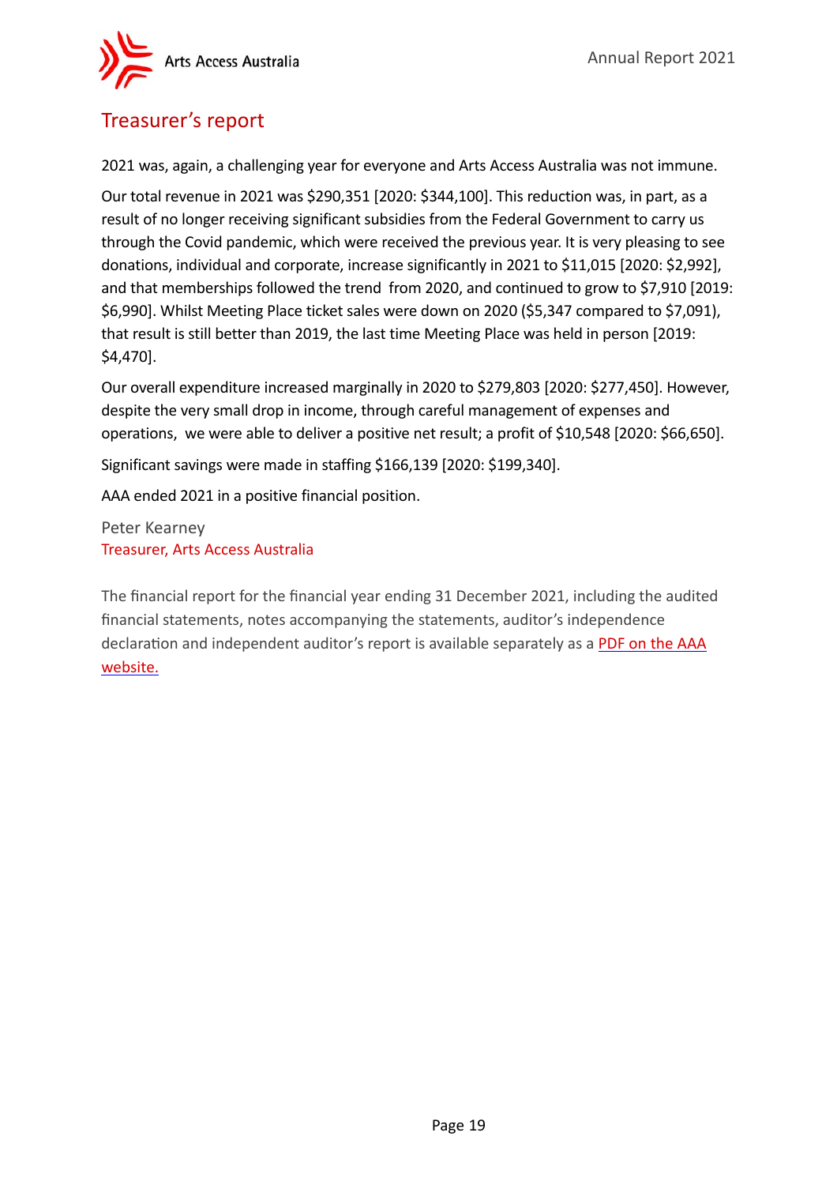## Treasurer's report

2021 was, again, a challenging year for everyone and Arts Access Australia was not immune.

Our total revenue in 2021 was $290,351 [2020: $344,100]. This reduction was, in part, as a result of no longer receiving significant subsidies from the Federal Government to carry us through the Covid pandemic, which were received the previous year. It is very pleasing to see donations, individual and corporate, increase significantly in 2021 to $11,015 [2020: $2,992], and that memberships followed the trend from 2020, and continued to grow to $7,910 [2019: $6,990]. Whilst Meeting Place ticket sales were down on 2020 ($5,347 compared to $7,091), that result is still better than 2019, the last time Meeting Place was held in person [2019: $4,470].

Our overall expenditure increased marginally in 2020 to $279,803 [2020: $277,450]. However, despite the very small drop in income, through careful management of expenses and operations, we were able to deliver a positive net result; a profit of $10,548 [2020: $66,650].

Significant savings were made in staffing $166,139 [2020: $199,340].

AAA ended 2021 in a positive financial position.

Peter Kearney
Treasurer, Arts Access Australia

The financial report for the financial year ending 31 December 2021, including the audited financial statements, notes accompanying the statements, auditor's independence declaration and independent auditor's report is available separately as a PDF on the AAA website.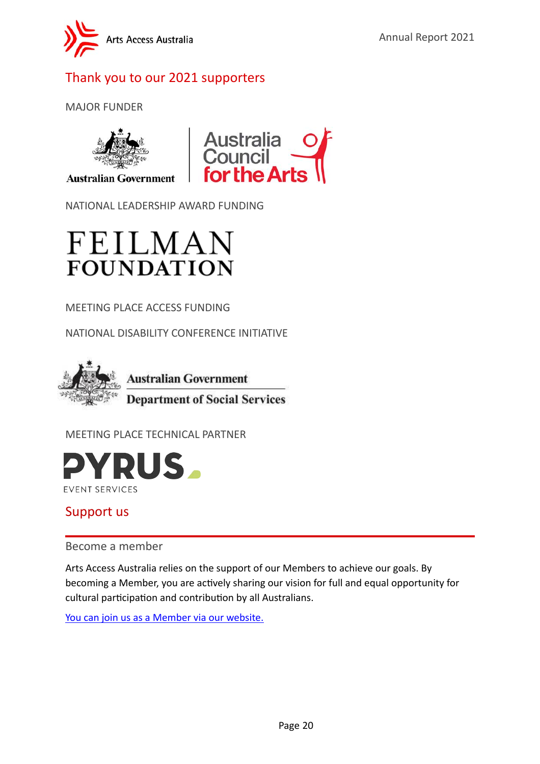## Thank you to our 2021 supporters

MAJOR FUNDER

Australian Government | Australia Council for the Arts

NATIONAL LEADERSHIP AWARD FUNDING

FEILMAN FOUNDATION

MEETING PLACE ACCESS FUNDING

NATIONAL DISABILITY CONFERENCE INITIATIVE

Australian Government
Department of Social Services

MEETING PLACE TECHNICAL PARTNER

PYRUS EVENT SERVICES

## Support us

### Become a member

Arts Access Australia relies on the support of our Members to achieve our goals. By becoming a Member, you are actively sharing our vision for full and equal opportunity for cultural participation and contribution by all Australians.

You can join us as a Member via our website.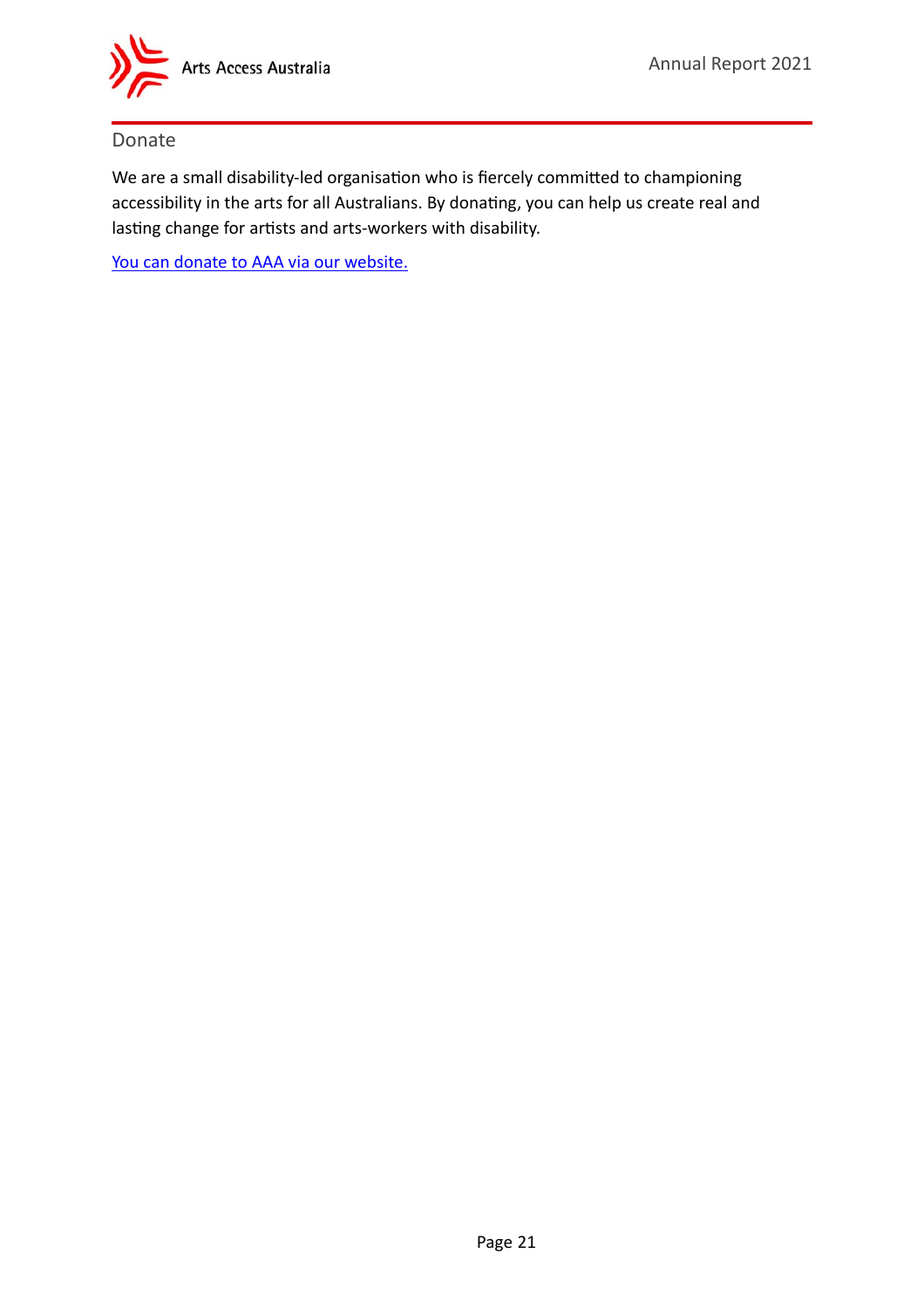## Donate

We are a small disability-led organisation who is fiercely committed to championing accessibility in the arts for all Australians. By donating, you can help us create real and lasting change for artists and arts-workers with disability.

You can donate to AAA via our website.